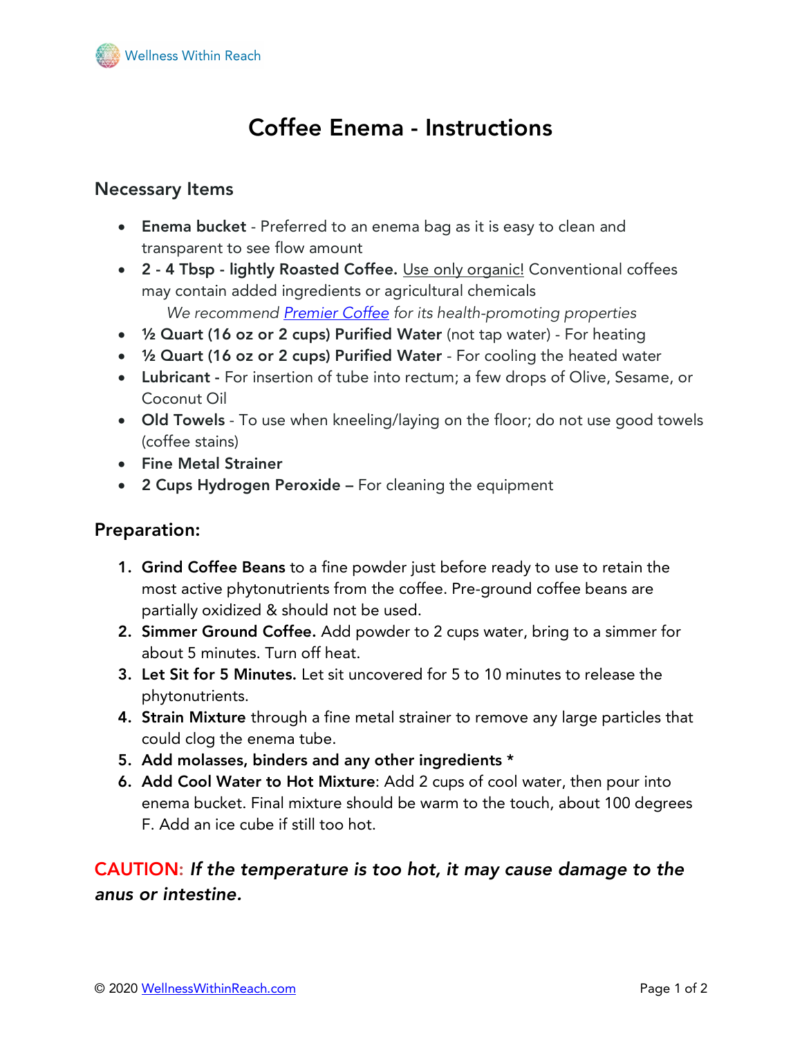# Coffee Enema - Instructions

## Necessary Items

- **Enema bucket** - Preferred to an enema bag as it is easy to clean and transparent to see flow amount
- **2 - 4 Tbsp - lightly Roasted Coffee.** Use only organic! Conventional coffees may contain added ingredients or agricultural chemicals
  *We recommend Premier Coffee for its health-promoting properties*
- **½ Quart (16 oz or 2 cups) Purified Water** (not tap water) - For heating
- **½ Quart (16 oz or 2 cups) Purified Water** - For cooling the heated water
- **Lubricant -** For insertion of tube into rectum; a few drops of Olive, Sesame, or Coconut Oil
- **Old Towels** - To use when kneeling/laying on the floor; do not use good towels (coffee stains)
- **Fine Metal Strainer**
- **2 Cups Hydrogen Peroxide –** For cleaning the equipment

## Preparation:

1. **Grind Coffee Beans** to a fine powder just before ready to use to retain the most active phytonutrients from the coffee. Pre-ground coffee beans are partially oxidized & should not be used.
2. **Simmer Ground Coffee.** Add powder to 2 cups water, bring to a simmer for about 5 minutes. Turn off heat.
3. **Let Sit for 5 Minutes.** Let sit uncovered for 5 to 10 minutes to release the phytonutrients.
4. **Strain Mixture** through a fine metal strainer to remove any large particles that could clog the enema tube.
5. **Add molasses, binders and any other ingredients ***
6. **Add Cool Water to Hot Mixture**: Add 2 cups of cool water, then pour into enema bucket. Final mixture should be warm to the touch, about 100 degrees F. Add an ice cube if still too hot.

**CAUTION:** ***If the temperature is too hot, it may cause damage to the anus or intestine.***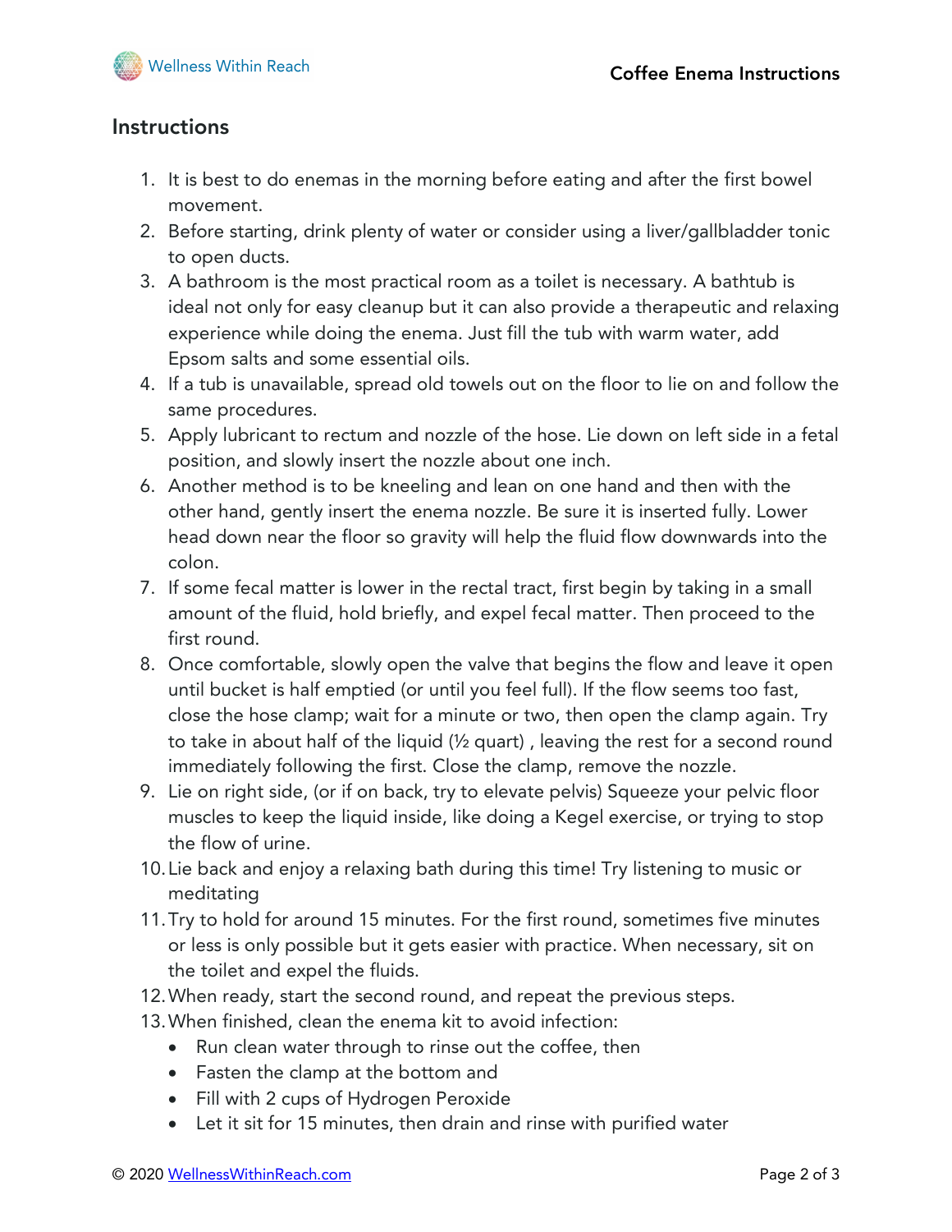## Instructions

1. It is best to do enemas in the morning before eating and after the first bowel movement.
2. Before starting, drink plenty of water or consider using a liver/gallbladder tonic to open ducts.
3. A bathroom is the most practical room as a toilet is necessary. A bathtub is ideal not only for easy cleanup but it can also provide a therapeutic and relaxing experience while doing the enema. Just fill the tub with warm water, add Epsom salts and some essential oils.
4. If a tub is unavailable, spread old towels out on the floor to lie on and follow the same procedures.
5. Apply lubricant to rectum and nozzle of the hose. Lie down on left side in a fetal position, and slowly insert the nozzle about one inch.
6. Another method is to be kneeling and lean on one hand and then with the other hand, gently insert the enema nozzle. Be sure it is inserted fully. Lower head down near the floor so gravity will help the fluid flow downwards into the colon.
7. If some fecal matter is lower in the rectal tract, first begin by taking in a small amount of the fluid, hold briefly, and expel fecal matter. Then proceed to the first round.
8. Once comfortable, slowly open the valve that begins the flow and leave it open until bucket is half emptied (or until you feel full). If the flow seems too fast, close the hose clamp; wait for a minute or two, then open the clamp again. Try to take in about half of the liquid (½ quart) , leaving the rest for a second round immediately following the first. Close the clamp, remove the nozzle.
9. Lie on right side, (or if on back, try to elevate pelvis) Squeeze your pelvic floor muscles to keep the liquid inside, like doing a Kegel exercise, or trying to stop the flow of urine.
10. Lie back and enjoy a relaxing bath during this time! Try listening to music or meditating
11. Try to hold for around 15 minutes. For the first round, sometimes five minutes or less is only possible but it gets easier with practice. When necessary, sit on the toilet and expel the fluids.
12. When ready, start the second round, and repeat the previous steps.
13. When finished, clean the enema kit to avoid infection:
    - Run clean water through to rinse out the coffee, then
    - Fasten the clamp at the bottom and
    - Fill with 2 cups of Hydrogen Peroxide
    - Let it sit for 15 minutes, then drain and rinse with purified water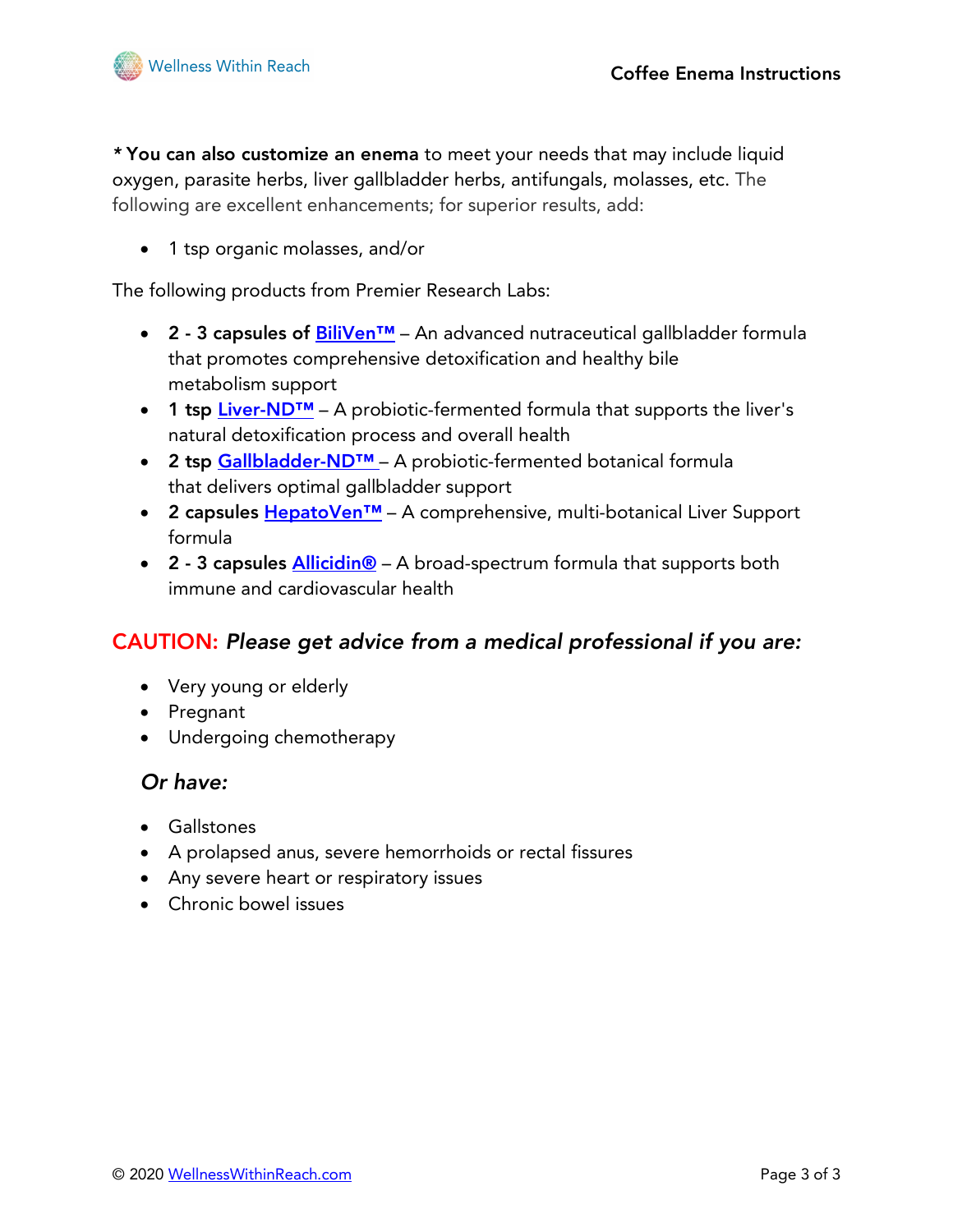**\* You can also customize an enema** to meet your needs that may include liquid oxygen, parasite herbs, liver gallbladder herbs, antifungals, molasses, etc. The following are excellent enhancements; for superior results, add:

- 1 tsp organic molasses, and/or

The following products from Premier Research Labs:

- **2 - 3 capsules of BiliVen™** – An advanced nutraceutical gallbladder formula that promotes comprehensive detoxification and healthy bile metabolism support
- **1 tsp Liver-ND™** – A probiotic-fermented formula that supports the liver's natural detoxification process and overall health
- **2 tsp Gallbladder-ND™** – A probiotic-fermented botanical formula that delivers optimal gallbladder support
- **2 capsules HepatoVen™** – A comprehensive, multi-botanical Liver Support formula
- **2 - 3 capsules Allicidin®** – A broad-spectrum formula that supports both immune and cardiovascular health

## CAUTION: *Please get advice from a medical professional if you are:*

- Very young or elderly
- Pregnant
- Undergoing chemotherapy

### *Or have:*

- Gallstones
- A prolapsed anus, severe hemorrhoids or rectal fissures
- Any severe heart or respiratory issues
- Chronic bowel issues

© 2020 WellnessWithinReach.com